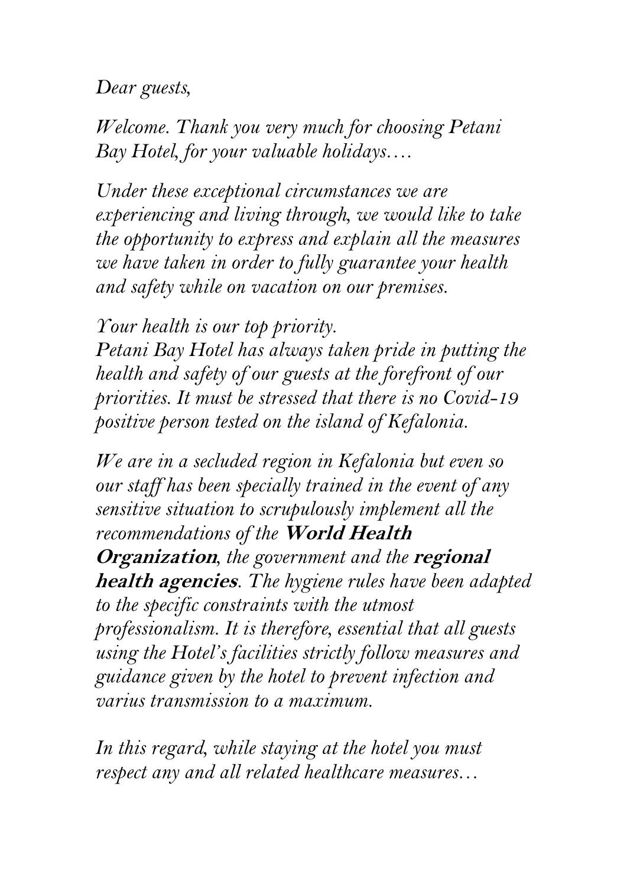*Dear guests,*

*Welcome. Thank you very much for choosing Petani Bay Hotel, for your valuable holidays….*

*Under these exceptional circumstances we are experiencing and living through, we would like to take the opportunity to express and explain all the measures we have taken in order to fully guarantee your health and safety while on vacation on our premises.*

*Your health is our top priority.*
*Petani Bay Hotel has always taken pride in putting the health and safety of our guests at the forefront of our priorities. It must be stressed that there is no Covid-19 positive person tested on the island of Kefalonia.*

*We are in a secluded region in Kefalonia but even so our staff has been specially trained in the event of any sensitive situation to scrupulously implement all the recommendations of the* ***World Health Organization****, the government and the* ***regional health agencies****. The hygiene rules have been adapted to the specific constraints with the utmost professionalism. It is therefore, essential that all guests using the Hotel's facilities strictly follow measures and guidance given by the hotel to prevent infection and varius transmission to a maximum.*

*In this regard, while staying at the hotel you must respect any and all related healthcare measures…*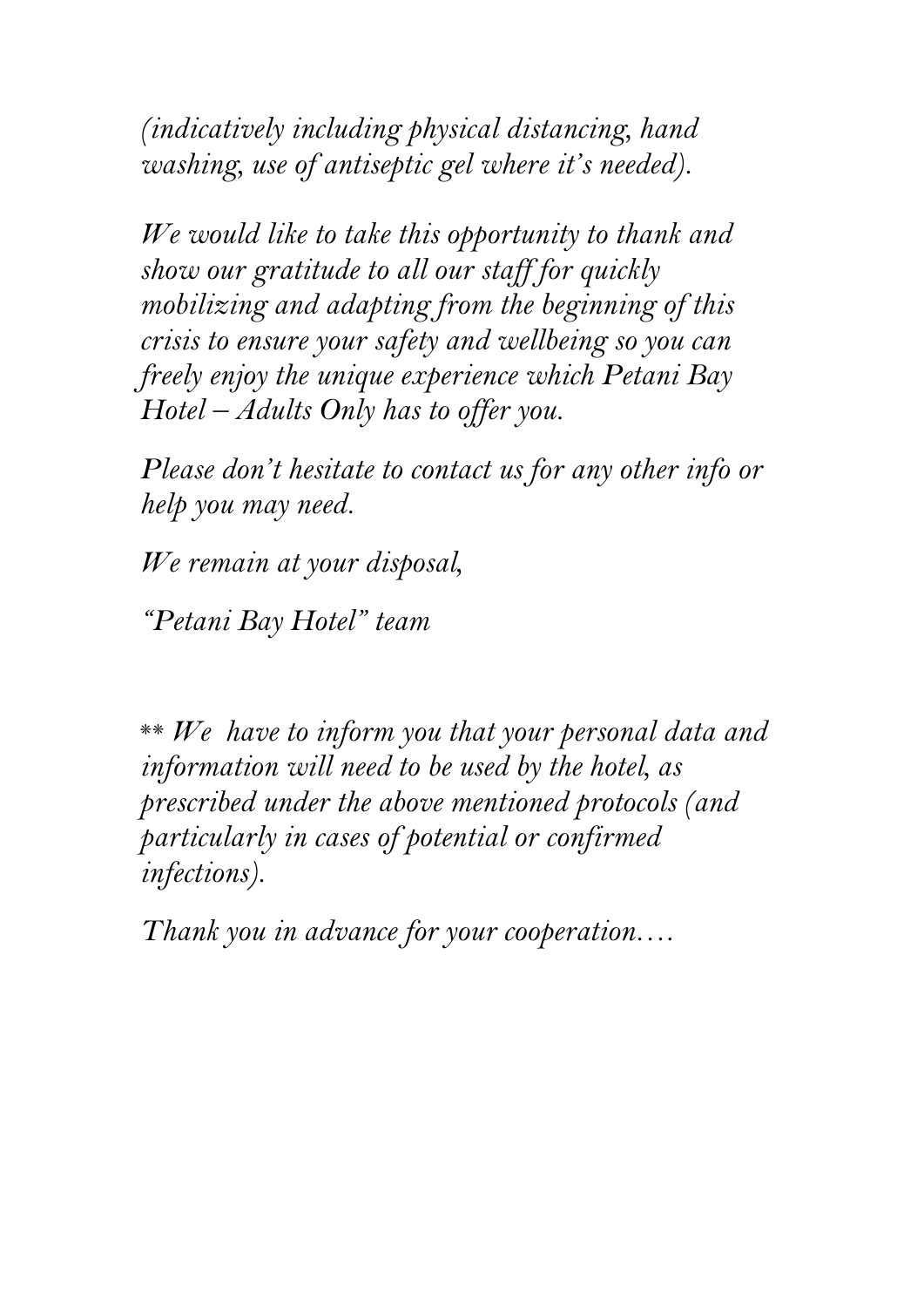*(indicatively including physical distancing, hand washing, use of antiseptic gel where it's needed).*

*We would like to take this opportunity to thank and show our gratitude to all our staff for quickly mobilizing and adapting from the beginning of this crisis to ensure your safety and wellbeing so you can freely enjoy the unique experience which Petani Bay Hotel – Adults Only has to offer you.*

*Please don't hesitate to contact us for any other info or help you may need.*

*We remain at your disposal,*

*"Petani Bay Hotel" team*

*** We have to inform you that your personal data and information will need to be used by the hotel, as prescribed under the above mentioned protocols (and particularly in cases of potential or confirmed infections).*

*Thank you in advance for your cooperation….*